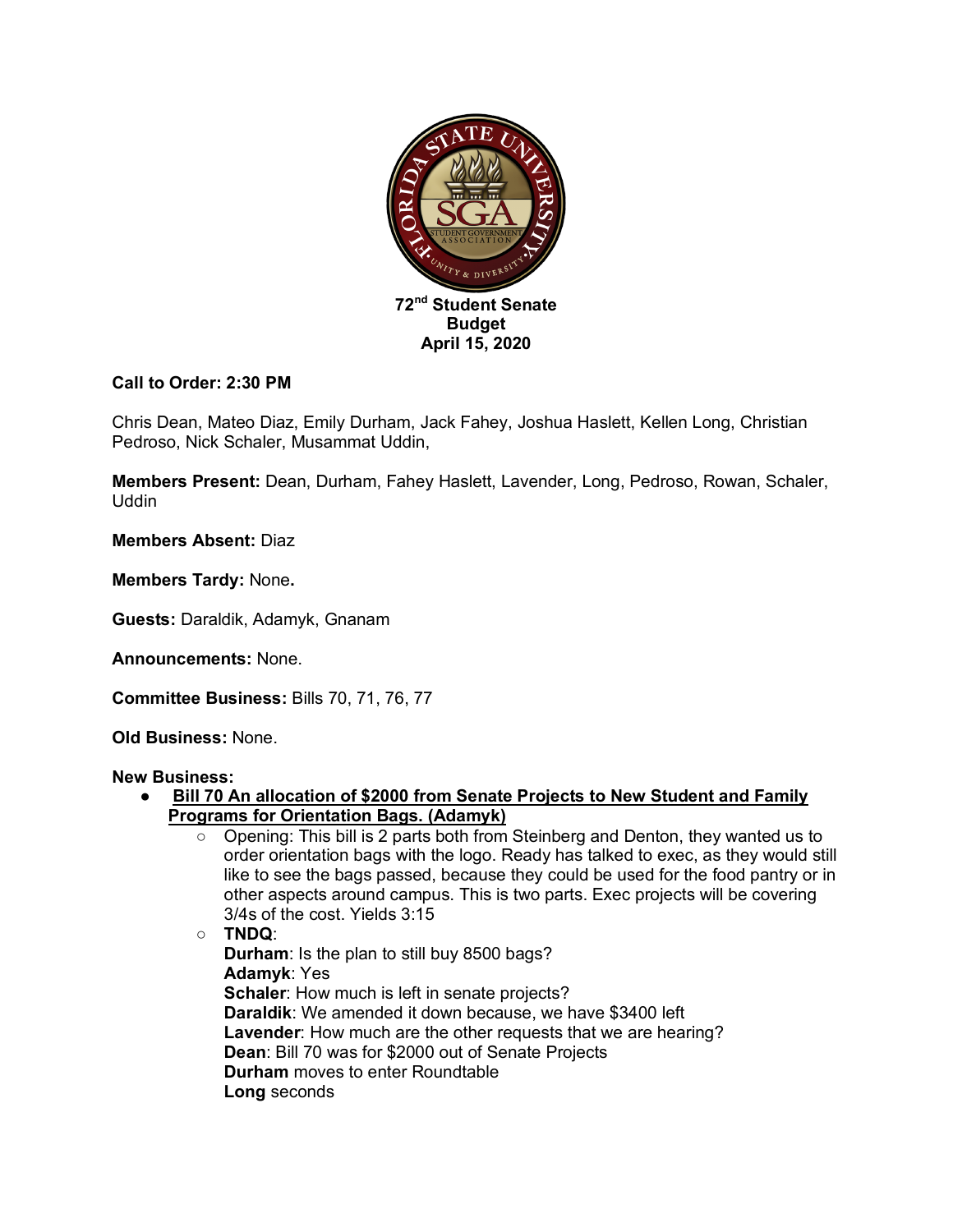**72nd Student Senate**
**Budget**
**April 15, 2020**

**Call to Order: 2:30 PM**

Chris Dean, Mateo Diaz, Emily Durham, Jack Fahey, Joshua Haslett, Kellen Long, Christian Pedroso, Nick Schaler, Musammat Uddin,

**Members Present:** Dean, Durham, Fahey Haslett, Lavender, Long, Pedroso, Rowan, Schaler, Uddin

**Members Absent:** Diaz

**Members Tardy:** None**.**

**Guests:** Daraldik, Adamyk, Gnanam

**Announcements:** None.

**Committee Business:** Bills 70, 71, 76, 77

**Old Business:** None.

**New Business:**

- **Bill 70 An allocation of $2000 from Senate Projects to New Student and Family Programs for Orientation Bags. (Adamyk)**
  - Opening: This bill is 2 parts both from Steinberg and Denton, they wanted us to order orientation bags with the logo. Ready has talked to exec, as they would still like to see the bags passed, because they could be used for the food pantry or in other aspects around campus. This is two parts. Exec projects will be covering 3/4s of the cost. Yields 3:15
  - **TNDQ**:
    **Durham**: Is the plan to still buy 8500 bags?
    **Adamyk**: Yes
    **Schaler**: How much is left in senate projects?
    **Daraldik**: We amended it down because, we have $3400 left
    **Lavender**: How much are the other requests that we are hearing?
    **Dean**: Bill 70 was for $2000 out of Senate Projects
    **Durham** moves to enter Roundtable
    **Long** seconds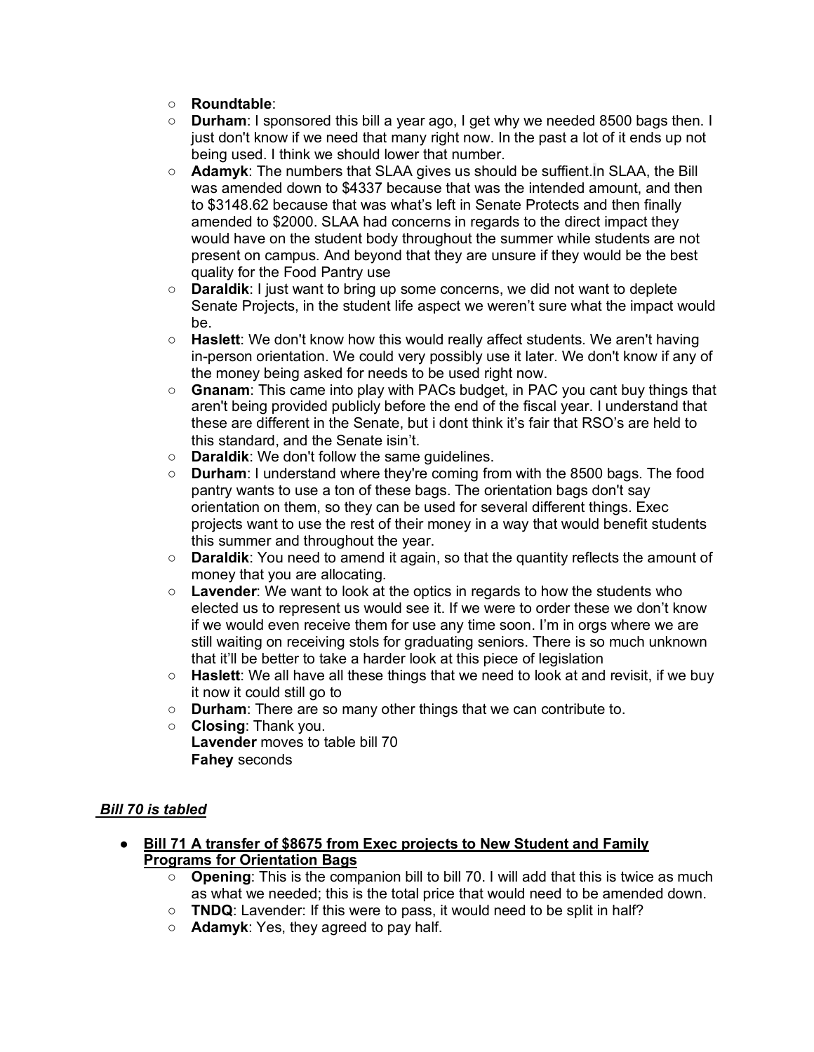- **Roundtable**:
- **Durham**: I sponsored this bill a year ago, I get why we needed 8500 bags then. I just don't know if we need that many right now. In the past a lot of it ends up not being used. I think we should lower that number.
- **Adamyk**: The numbers that SLAA gives us should be suffient.In SLAA, the Bill was amended down to $4337 because that was the intended amount, and then to $3148.62 because that was what's left in Senate Protects and then finally amended to $2000. SLAA had concerns in regards to the direct impact they would have on the student body throughout the summer while students are not present on campus. And beyond that they are unsure if they would be the best quality for the Food Pantry use
- **Daraldik**: I just want to bring up some concerns, we did not want to deplete Senate Projects, in the student life aspect we weren't sure what the impact would be.
- **Haslett**: We don't know how this would really affect students. We aren't having in-person orientation. We could very possibly use it later. We don't know if any of the money being asked for needs to be used right now.
- **Gnanam**: This came into play with PACs budget, in PAC you cant buy things that aren't being provided publicly before the end of the fiscal year. I understand that these are different in the Senate, but i dont think it's fair that RSO's are held to this standard, and the Senate isin't.
- **Daraldik**: We don't follow the same guidelines.
- **Durham**: I understand where they're coming from with the 8500 bags. The food pantry wants to use a ton of these bags. The orientation bags don't say orientation on them, so they can be used for several different things. Exec projects want to use the rest of their money in a way that would benefit students this summer and throughout the year.
- **Daraldik**: You need to amend it again, so that the quantity reflects the amount of money that you are allocating.
- **Lavender**: We want to look at the optics in regards to how the students who elected us to represent us would see it. If we were to order these we don't know if we would even receive them for use any time soon. I'm in orgs where we are still waiting on receiving stols for graduating seniors. There is so much unknown that it'll be better to take a harder look at this piece of legislation
- **Haslett**: We all have all these things that we need to look at and revisit, if we buy it now it could still go to
- **Durham**: There are so many other things that we can contribute to.
- **Closing**: Thank you.
  **Lavender** moves to table bill 70
  **Fahey** seconds

***Bill 70 is tabled***

- **Bill 71 A transfer of $8675 from Exec projects to New Student and Family Programs for Orientation Bags**
  - **Opening**: This is the companion bill to bill 70. I will add that this is twice as much as what we needed; this is the total price that would need to be amended down.
  - **TNDQ**: Lavender: If this were to pass, it would need to be split in half?
  - **Adamyk**: Yes, they agreed to pay half.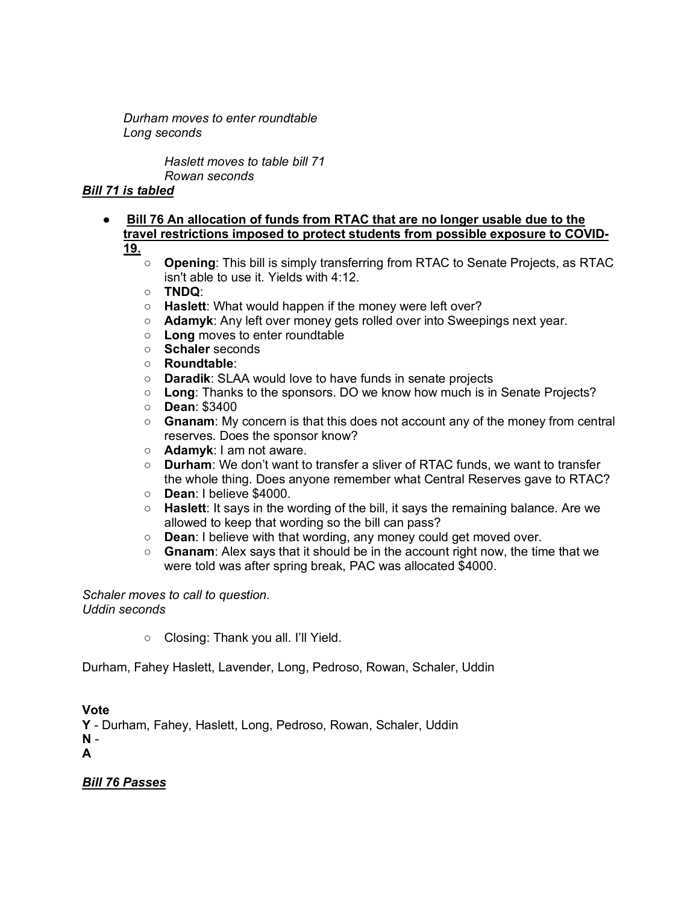*Durham moves to enter roundtable*
*Long seconds*

*Haslett moves to table bill 71*
*Rowan seconds*

***Bill 71 is tabled***

- **Bill 76 An allocation of funds from RTAC that are no longer usable due to the travel restrictions imposed to protect students from possible exposure to COVID-19.**
    - **Opening**: This bill is simply transferring from RTAC to Senate Projects, as RTAC isn't able to use it. Yields with 4:12.
    - **TNDQ**:
    - **Haslett**: What would happen if the money were left over?
    - **Adamyk**: Any left over money gets rolled over into Sweepings next year.
    - **Long** moves to enter roundtable
    - **Schaler** seconds
    - **Roundtable**:
    - **Daradik**: SLAA would love to have funds in senate projects
    - **Long**: Thanks to the sponsors. DO we know how much is in Senate Projects?
    - **Dean**: $3400
    - **Gnanam**: My concern is that this does not account any of the money from central reserves. Does the sponsor know?
    - **Adamyk**: I am not aware.
    - **Durham**: We don't want to transfer a sliver of RTAC funds, we want to transfer the whole thing. Does anyone remember what Central Reserves gave to RTAC?
    - **Dean**: I believe $4000.
    - **Haslett**: It says in the wording of the bill, it says the remaining balance. Are we allowed to keep that wording so the bill can pass?
    - **Dean**: I believe with that wording, any money could get moved over.
    - **Gnanam**: Alex says that it should be in the account right now, the time that we were told was after spring break, PAC was allocated $4000.

*Schaler moves to call to question.*
*Uddin seconds*

- Closing: Thank you all. I'll Yield.

Durham, Fahey Haslett, Lavender, Long, Pedroso, Rowan, Schaler, Uddin

**Vote**
**Y** - Durham, Fahey, Haslett, Long, Pedroso, Rowan, Schaler, Uddin
**N** -
**A**

***Bill 76 Passes***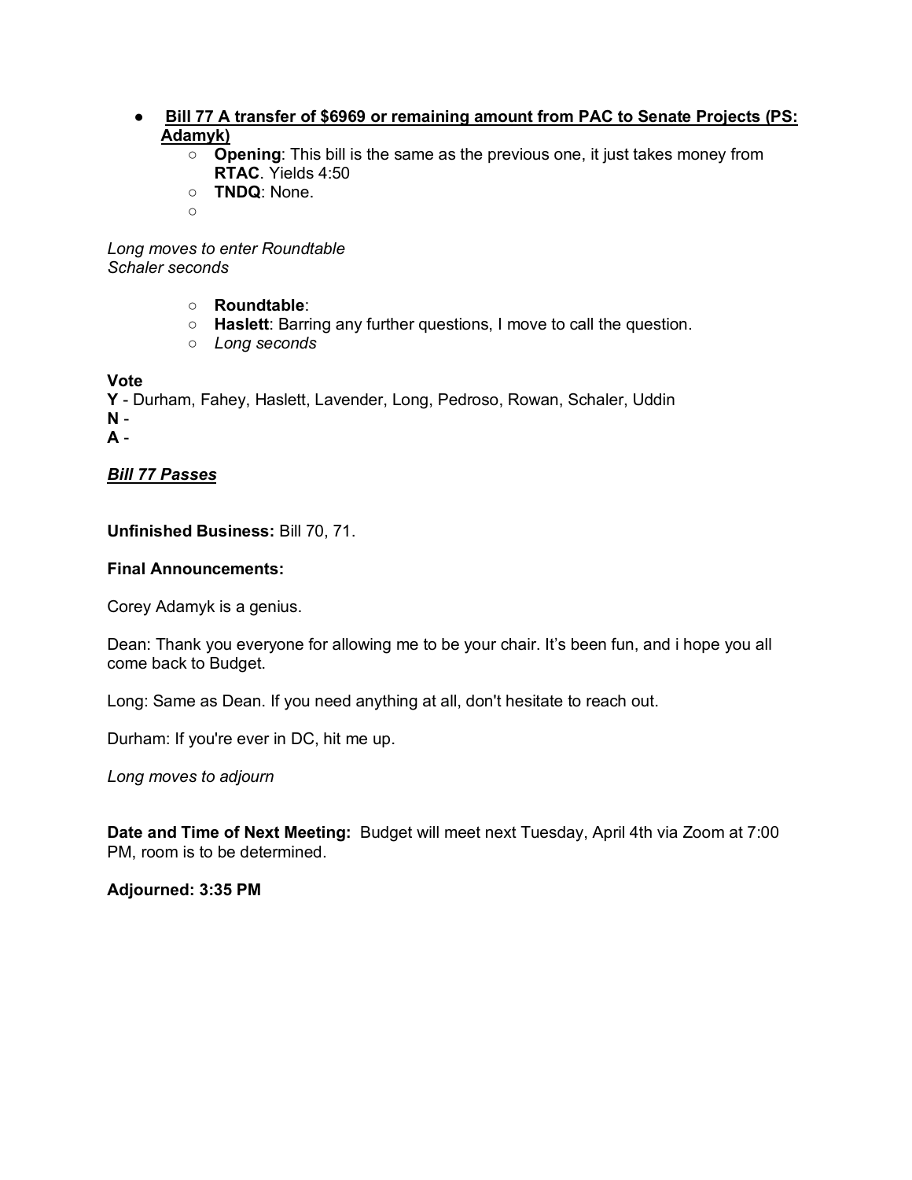- **Bill 77 A transfer of $6969 or remaining amount from PAC to Senate Projects (PS: Adamyk)**
  - **Opening**: This bill is the same as the previous one, it just takes money from **RTAC**. Yields 4:50
  - **TNDQ**: None.
  - 

*Long moves to enter Roundtable*
*Schaler seconds*

  - **Roundtable**:
  - **Haslett**: Barring any further questions, I move to call the question.
  - *Long seconds*

**Vote**
**Y** - Durham, Fahey, Haslett, Lavender, Long, Pedroso, Rowan, Schaler, Uddin
**N** -
**A** -

***Bill 77 Passes***

**Unfinished Business:** Bill 70, 71.

**Final Announcements:**

Corey Adamyk is a genius.

Dean: Thank you everyone for allowing me to be your chair. It's been fun, and i hope you all come back to Budget.

Long: Same as Dean. If you need anything at all, don't hesitate to reach out.

Durham: If you're ever in DC, hit me up.

*Long moves to adjourn*

**Date and Time of Next Meeting:** Budget will meet next Tuesday, April 4th via Zoom at 7:00 PM, room is to be determined.

**Adjourned: 3:35 PM**